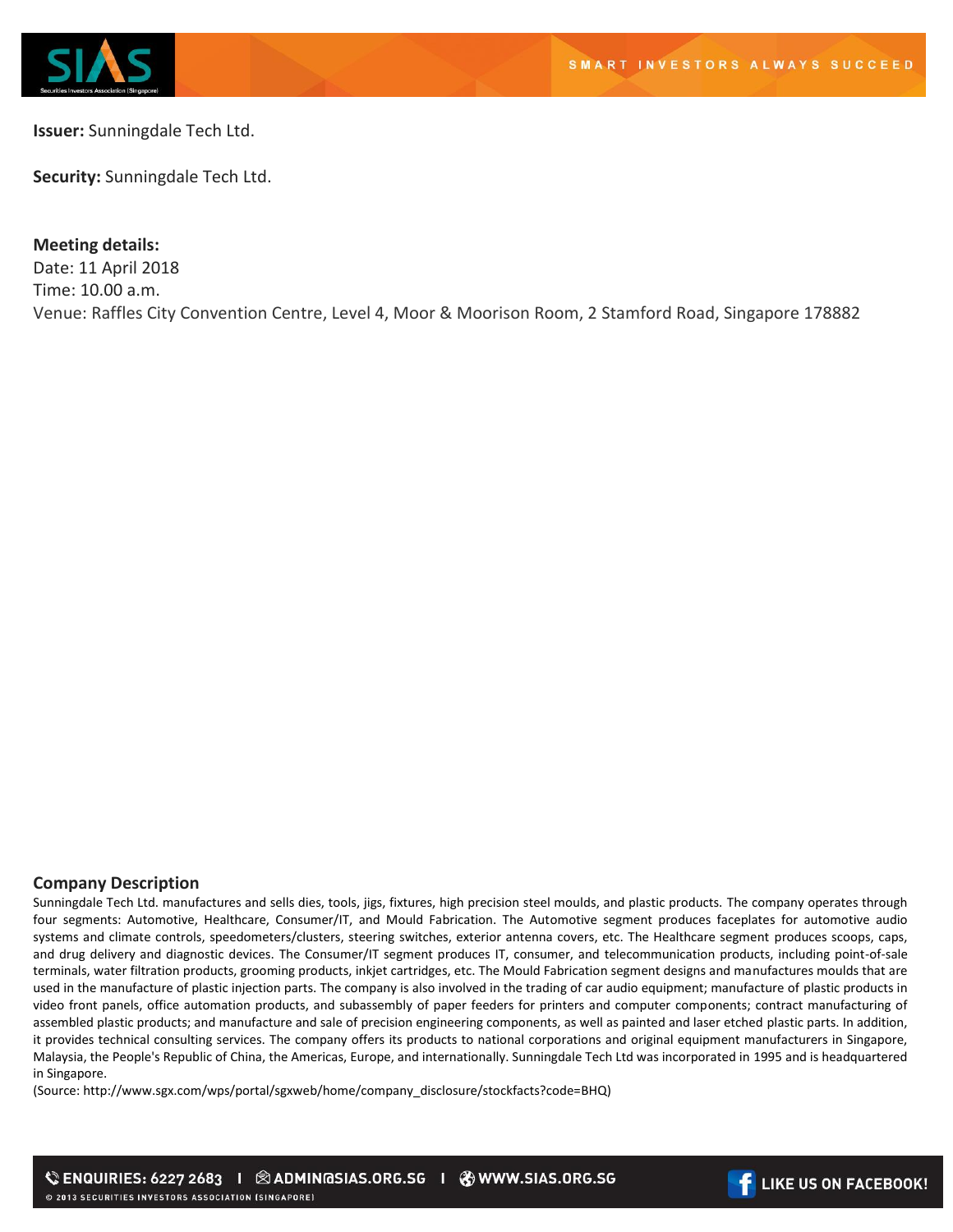**Issuer:** Sunningdale Tech Ltd.

**Security:** Sunningdale Tech Ltd.

**Meeting details:**
Date: 11 April 2018
Time: 10.00 a.m.
Venue: Raffles City Convention Centre, Level 4, Moor & Moorison Room, 2 Stamford Road, Singapore 178882

## Company Description

Sunningdale Tech Ltd. manufactures and sells dies, tools, jigs, fixtures, high precision steel moulds, and plastic products. The company operates through four segments: Automotive, Healthcare, Consumer/IT, and Mould Fabrication. The Automotive segment produces faceplates for automotive audio systems and climate controls, speedometers/clusters, steering switches, exterior antenna covers, etc. The Healthcare segment produces scoops, caps, and drug delivery and diagnostic devices. The Consumer/IT segment produces IT, consumer, and telecommunication products, including point-of-sale terminals, water filtration products, grooming products, inkjet cartridges, etc. The Mould Fabrication segment designs and manufactures moulds that are used in the manufacture of plastic injection parts. The company is also involved in the trading of car audio equipment; manufacture of plastic products in video front panels, office automation products, and subassembly of paper feeders for printers and computer components; contract manufacturing of assembled plastic products; and manufacture and sale of precision engineering components, as well as painted and laser etched plastic parts. In addition, it provides technical consulting services. The company offers its products to national corporations and original equipment manufacturers in Singapore, Malaysia, the People's Republic of China, the Americas, Europe, and internationally. Sunningdale Tech Ltd was incorporated in 1995 and is headquartered in Singapore.

(Source: http://www.sgx.com/wps/portal/sgxweb/home/company_disclosure/stockfacts?code=BHQ)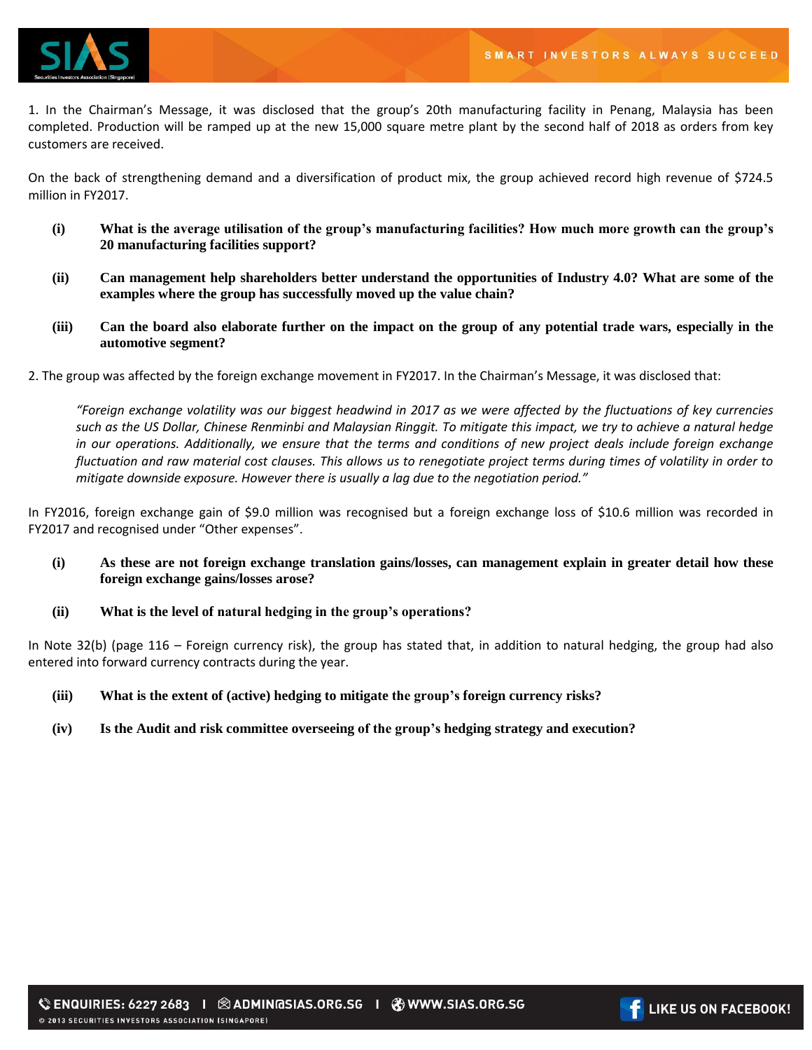1. In the Chairman's Message, it was disclosed that the group's 20th manufacturing facility in Penang, Malaysia has been completed. Production will be ramped up at the new 15,000 square metre plant by the second half of 2018 as orders from key customers are received.

On the back of strengthening demand and a diversification of product mix, the group achieved record high revenue of $724.5 million in FY2017.

- **(i) What is the average utilisation of the group's manufacturing facilities? How much more growth can the group's 20 manufacturing facilities support?**

- **(ii) Can management help shareholders better understand the opportunities of Industry 4.0? What are some of the examples where the group has successfully moved up the value chain?**

- **(iii) Can the board also elaborate further on the impact on the group of any potential trade wars, especially in the automotive segment?**

2. The group was affected by the foreign exchange movement in FY2017. In the Chairman's Message, it was disclosed that:

> *"Foreign exchange volatility was our biggest headwind in 2017 as we were affected by the fluctuations of key currencies such as the US Dollar, Chinese Renminbi and Malaysian Ringgit. To mitigate this impact, we try to achieve a natural hedge in our operations. Additionally, we ensure that the terms and conditions of new project deals include foreign exchange fluctuation and raw material cost clauses. This allows us to renegotiate project terms during times of volatility in order to mitigate downside exposure. However there is usually a lag due to the negotiation period."*

In FY2016, foreign exchange gain of $9.0 million was recognised but a foreign exchange loss of $10.6 million was recorded in FY2017 and recognised under "Other expenses".

- **(i) As these are not foreign exchange translation gains/losses, can management explain in greater detail how these foreign exchange gains/losses arose?**

- **(ii) What is the level of natural hedging in the group's operations?**

In Note 32(b) (page 116 – Foreign currency risk), the group has stated that, in addition to natural hedging, the group had also entered into forward currency contracts during the year.

- **(iii) What is the extent of (active) hedging to mitigate the group's foreign currency risks?**

- **(iv) Is the Audit and risk committee overseeing of the group's hedging strategy and execution?**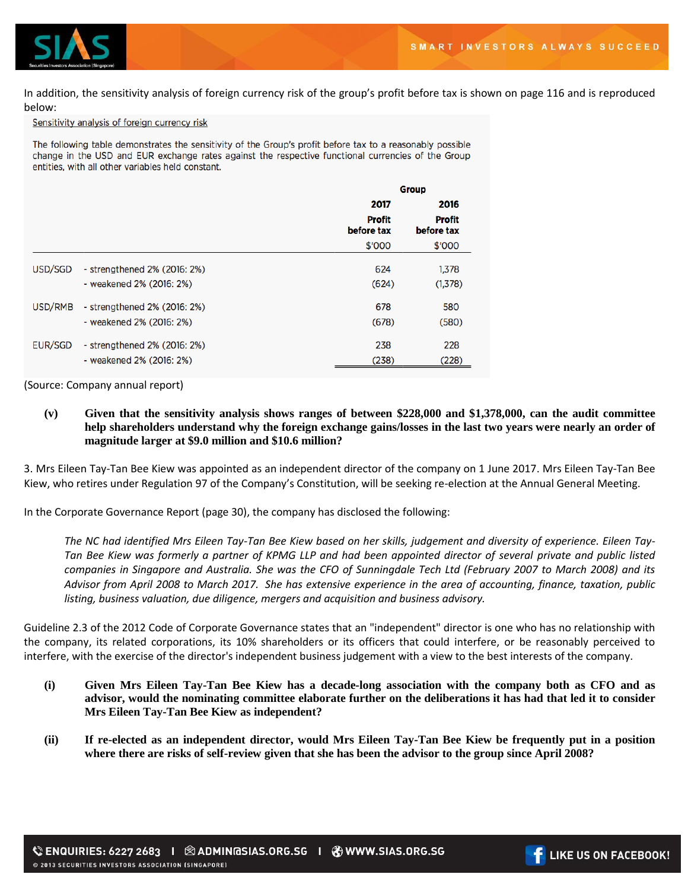In addition, the sensitivity analysis of foreign currency risk of the group's profit before tax is shown on page 116 and is reproduced below:

Sensitivity analysis of foreign currency risk

The following table demonstrates the sensitivity of the Group's profit before tax to a reasonably possible change in the USD and EUR exchange rates against the respective functional currencies of the Group entities, with all other variables held constant.

| | | Group | |
|---|---|---|---|
| | | 2017 | 2016 |
| | | Profit before tax | Profit before tax |
| | | $'000 | $'000 |
| USD/SGD | - strengthened 2% (2016: 2%) | 624 | 1,378 |
| | - weakened 2% (2016: 2%) | (624) | (1,378) |
| USD/RMB | - strengthened 2% (2016: 2%) | 678 | 580 |
| | - weakened 2% (2016: 2%) | (678) | (580) |
| EUR/SGD | - strengthened 2% (2016: 2%) | 238 | 228 |
| | - weakened 2% (2016: 2%) | (238) | (228) |

(Source: Company annual report)

**(v) Given that the sensitivity analysis shows ranges of between $228,000 and $1,378,000, can the audit committee help shareholders understand why the foreign exchange gains/losses in the last two years were nearly an order of magnitude larger at $9.0 million and $10.6 million?**

3. Mrs Eileen Tay-Tan Bee Kiew was appointed as an independent director of the company on 1 June 2017. Mrs Eileen Tay-Tan Bee Kiew, who retires under Regulation 97 of the Company's Constitution, will be seeking re-election at the Annual General Meeting.

In the Corporate Governance Report (page 30), the company has disclosed the following:

*The NC had identified Mrs Eileen Tay-Tan Bee Kiew based on her skills, judgement and diversity of experience. Eileen Tay-Tan Bee Kiew was formerly a partner of KPMG LLP and had been appointed director of several private and public listed companies in Singapore and Australia. She was the CFO of Sunningdale Tech Ltd (February 2007 to March 2008) and its Advisor from April 2008 to March 2017. She has extensive experience in the area of accounting, finance, taxation, public listing, business valuation, due diligence, mergers and acquisition and business advisory.*

Guideline 2.3 of the 2012 Code of Corporate Governance states that an "independent" director is one who has no relationship with the company, its related corporations, its 10% shareholders or its officers that could interfere, or be reasonably perceived to interfere, with the exercise of the director's independent business judgement with a view to the best interests of the company.

**(i) Given Mrs Eileen Tay-Tan Bee Kiew has a decade-long association with the company both as CFO and as advisor, would the nominating committee elaborate further on the deliberations it has had that led it to consider Mrs Eileen Tay-Tan Bee Kiew as independent?**

**(ii) If re-elected as an independent director, would Mrs Eileen Tay-Tan Bee Kiew be frequently put in a position where there are risks of self-review given that she has been the advisor to the group since April 2008?**